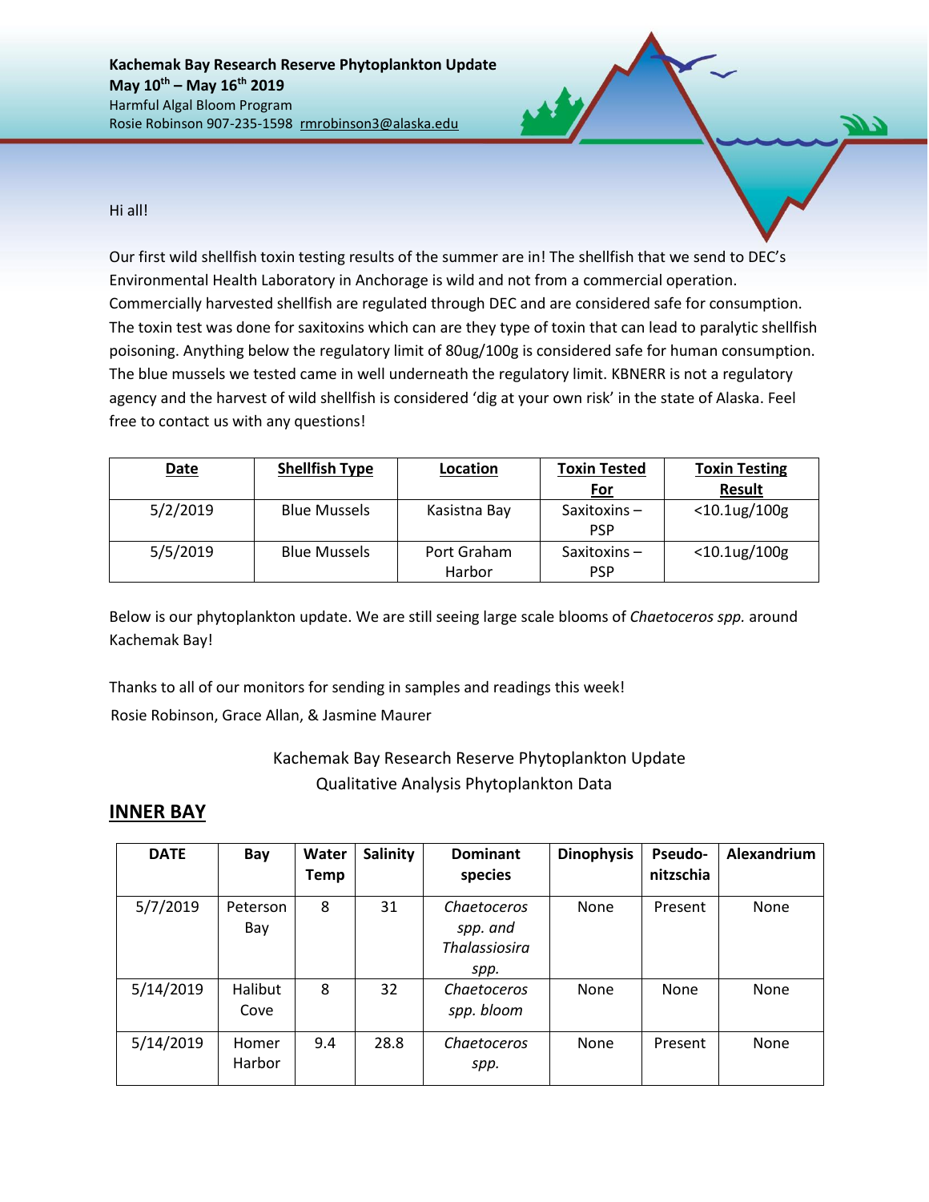**Kachemak Bay Research Reserve Phytoplankton Update**
**May 10th – May 16th 2019**
Harmful Algal Bloom Program
Rosie Robinson 907-235-1598 rmrobinson3@alaska.edu

Hi all!

Our first wild shellfish toxin testing results of the summer are in! The shellfish that we send to DEC's Environmental Health Laboratory in Anchorage is wild and not from a commercial operation. Commercially harvested shellfish are regulated through DEC and are considered safe for consumption. The toxin test was done for saxitoxins which can are they type of toxin that can lead to paralytic shellfish poisoning. Anything below the regulatory limit of 80ug/100g is considered safe for human consumption. The blue mussels we tested came in well underneath the regulatory limit. KBNERR is not a regulatory agency and the harvest of wild shellfish is considered 'dig at your own risk' in the state of Alaska. Feel free to contact us with any questions!

| Date | Shellfish Type | Location | Toxin Tested For | Toxin Testing Result |
|---|---|---|---|---|
| 5/2/2019 | Blue Mussels | Kasistna Bay | Saxitoxins – PSP | <10.1ug/100g |
| 5/5/2019 | Blue Mussels | Port Graham Harbor | Saxitoxins – PSP | <10.1ug/100g |

Below is our phytoplankton update. We are still seeing large scale blooms of *Chaetoceros spp.* around Kachemak Bay!

Thanks to all of our monitors for sending in samples and readings this week!

Rosie Robinson, Grace Allan, & Jasmine Maurer

Kachemak Bay Research Reserve Phytoplankton Update
Qualitative Analysis Phytoplankton Data

## INNER BAY

| DATE | Bay | Water Temp | Salinity | Dominant species | Dinophysis | Pseudo-nitzschia | Alexandrium |
|---|---|---|---|---|---|---|---|
| 5/7/2019 | Peterson Bay | 8 | 31 | *Chaetoceros spp. and Thalassiosira spp.* | None | Present | None |
| 5/14/2019 | Halibut Cove | 8 | 32 | *Chaetoceros spp. bloom* | None | None | None |
| 5/14/2019 | Homer Harbor | 9.4 | 28.8 | *Chaetoceros spp.* | None | Present | None |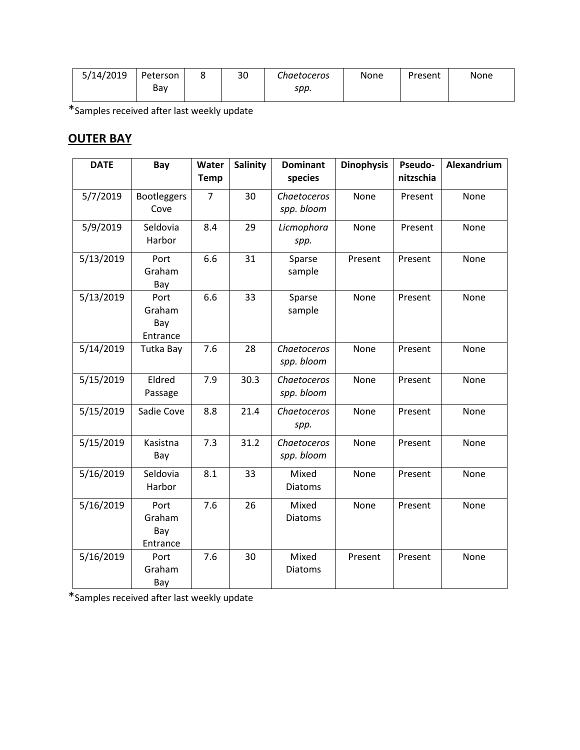| | | | | | | | |
|---|---|---|---|---|---|---|---|
| 5/14/2019 | Peterson Bay | 8 | 30 | *Chaetoceros spp.* | None | Present | None |

*Samples received after last weekly update

## OUTER BAY

| DATE | Bay | Water Temp | Salinity | Dominant species | Dinophysis | Pseudo-nitzschia | Alexandrium |
|---|---|---|---|---|---|---|---|
| 5/7/2019 | Bootleggers Cove | 7 | 30 | *Chaetoceros spp. bloom* | None | Present | None |
| 5/9/2019 | Seldovia Harbor | 8.4 | 29 | *Licmophora spp.* | None | Present | None |
| 5/13/2019 | Port Graham Bay | 6.6 | 31 | Sparse sample | Present | Present | None |
| 5/13/2019 | Port Graham Bay Entrance | 6.6 | 33 | Sparse sample | None | Present | None |
| 5/14/2019 | Tutka Bay | 7.6 | 28 | *Chaetoceros spp. bloom* | None | Present | None |
| 5/15/2019 | Eldred Passage | 7.9 | 30.3 | *Chaetoceros spp. bloom* | None | Present | None |
| 5/15/2019 | Sadie Cove | 8.8 | 21.4 | *Chaetoceros spp.* | None | Present | None |
| 5/15/2019 | Kasistna Bay | 7.3 | 31.2 | *Chaetoceros spp. bloom* | None | Present | None |
| 5/16/2019 | Seldovia Harbor | 8.1 | 33 | Mixed Diatoms | None | Present | None |
| 5/16/2019 | Port Graham Bay Entrance | 7.6 | 26 | Mixed Diatoms | None | Present | None |
| 5/16/2019 | Port Graham Bay | 7.6 | 30 | Mixed Diatoms | Present | Present | None |

*Samples received after last weekly update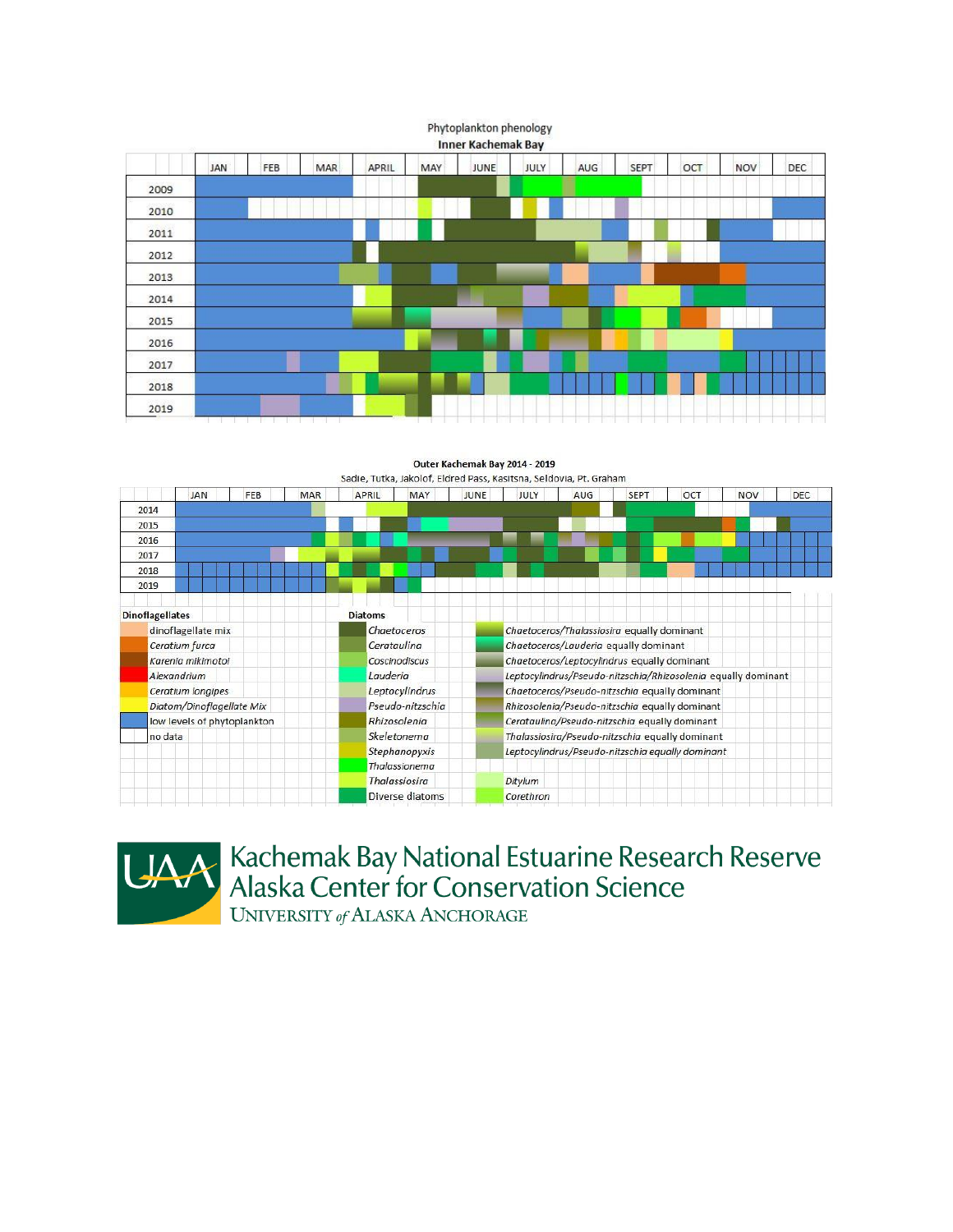Phytoplankton phenology

Inner Kachemak Bay

JAN FEB MAR APRIL MAY JUNE JULY AUG SEPT OCT NOV DEC

2009
2010
2011
2012
2013
2014
2015
2016
2017
2018
2019

Outer Kachemak Bay 2014 - 2019

Sadie, Tutka, Jakolof, Eldred Pass, Kasitsna, Seldovia, Pt. Graham

JAN FEB MAR APRIL MAY JUNE JULY AUG SEPT OCT NOV DEC

2014
2015
2016
2017
2018
2019

Dinoflagellates

dinoflagellate mix
*Ceratium furca*
*Karenia mikimotoi*
*Alexandrium*
*Ceratium longipes*
*Diatom/Dinoflagellate Mix*
low levels of phytoplankton
no data

Diatoms

*Chaetoceros*
*Cerataulina*
*Coscinodiscus*
*Lauderia*
*Leptocylindrus*
*Pseudo-nitzschia*
*Rhizosolenia*
*Skeletonema*
*Stephanopyxis*
*Thalassionema*
*Thalassiosira*
Diverse diatoms

*Chaetoceros/Thalassiosira* equally dominant
*Chaetoceros/Lauderia* equally dominant
*Chaetoceros/Leptocylindrus* equally dominant
*Leptocylindrus/Pseudo-nitzschia/Rhizosolenia* equally dominant
*Chaetoceros/Pseudo-nitzschia* equally dominant
*Rhizosolenia/Pseudo-nitzschia* equally dominant
*Cerataulina/Pseudo-nitzschia* equally dominant
*Thalassiosira/Pseudo-nitzschia* equally dominant
*Leptocylindrus/Pseudo-nitzschia* equally dominant

*Ditylum*
*Corethron*

UAA

Kachemak Bay National Estuarine Research Reserve
Alaska Center for Conservation Science
University *of* Alaska Anchorage